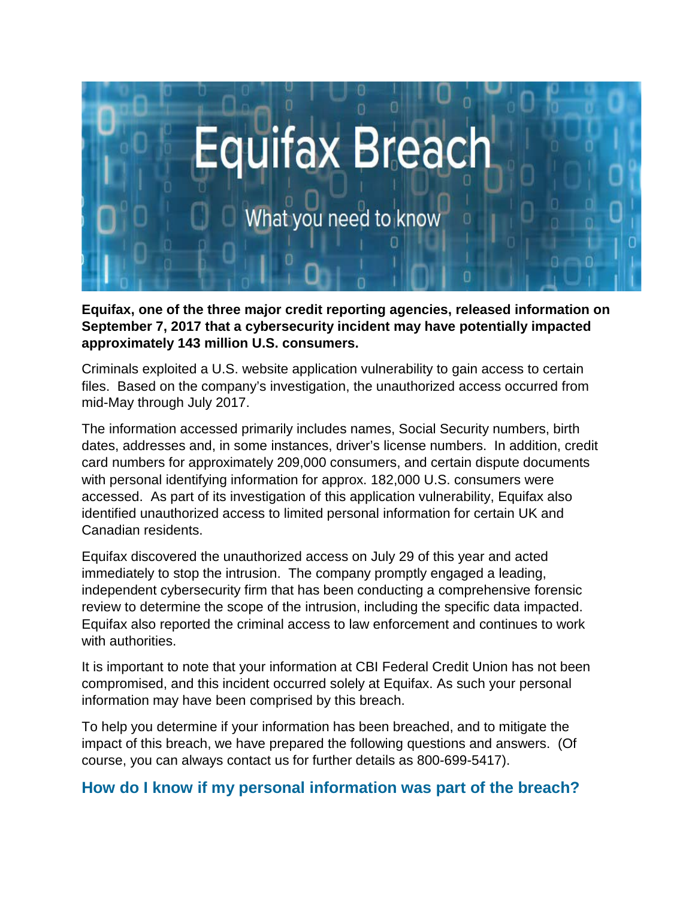# Equifax Breach

## What you need to know

**Equifax, one of the three major credit reporting agencies, released information on September 7, 2017 that a cybersecurity incident may have potentially impacted approximately 143 million U.S. consumers.**

Criminals exploited a U.S. website application vulnerability to gain access to certain files. Based on the company's investigation, the unauthorized access occurred from mid-May through July 2017.

The information accessed primarily includes names, Social Security numbers, birth dates, addresses and, in some instances, driver's license numbers. In addition, credit card numbers for approximately 209,000 consumers, and certain dispute documents with personal identifying information for approx. 182,000 U.S. consumers were accessed. As part of its investigation of this application vulnerability, Equifax also identified unauthorized access to limited personal information for certain UK and Canadian residents.

Equifax discovered the unauthorized access on July 29 of this year and acted immediately to stop the intrusion. The company promptly engaged a leading, independent cybersecurity firm that has been conducting a comprehensive forensic review to determine the scope of the intrusion, including the specific data impacted. Equifax also reported the criminal access to law enforcement and continues to work with authorities.

It is important to note that your information at CBI Federal Credit Union has not been compromised, and this incident occurred solely at Equifax. As such your personal information may have been comprised by this breach.

To help you determine if your information has been breached, and to mitigate the impact of this breach, we have prepared the following questions and answers. (Of course, you can always contact us for further details as 800-699-5417).

### How do I know if my personal information was part of the breach?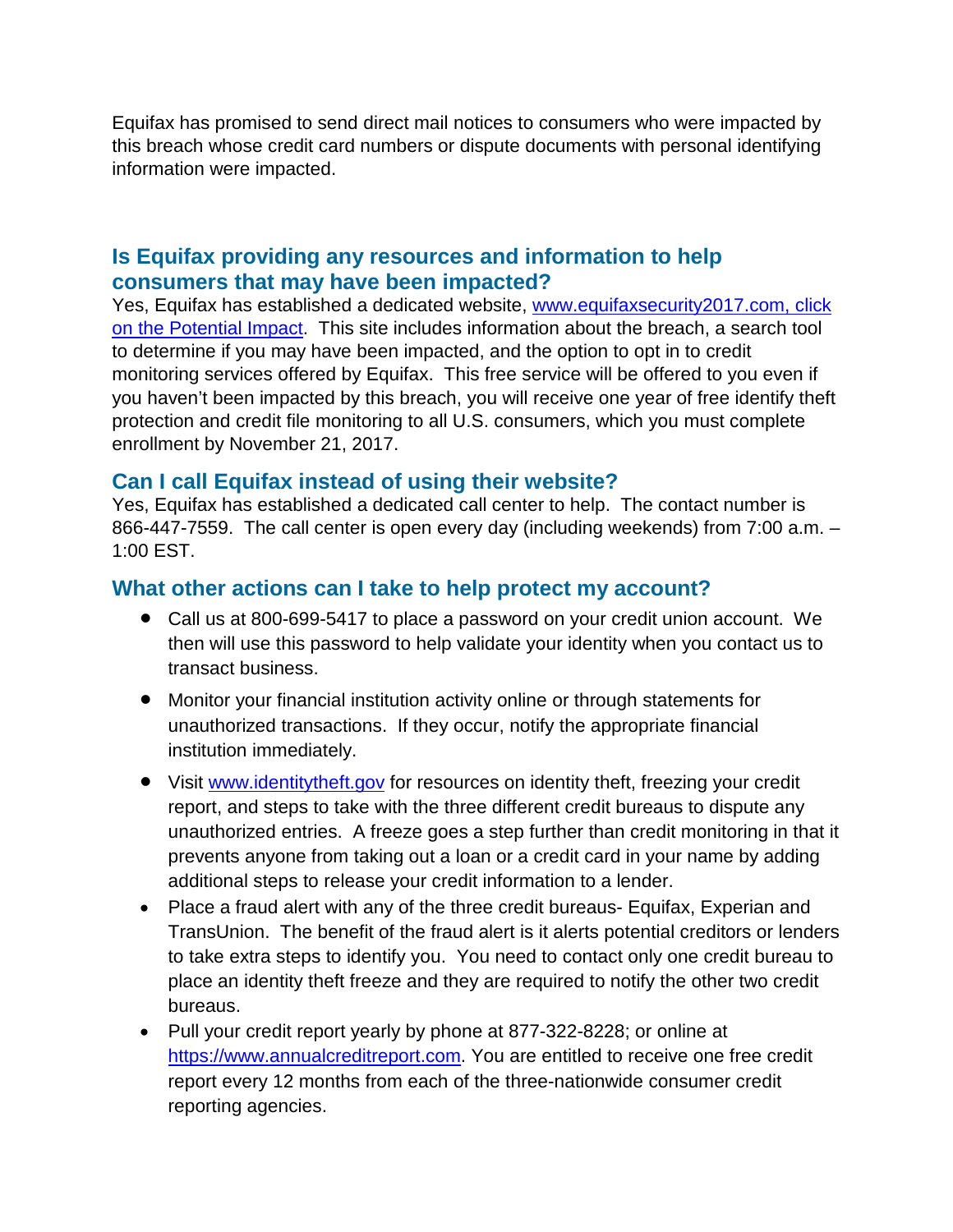Equifax has promised to send direct mail notices to consumers who were impacted by this breach whose credit card numbers or dispute documents with personal identifying information were impacted.

## Is Equifax providing any resources and information to help consumers that may have been impacted?

Yes, Equifax has established a dedicated website, [www.equifaxsecurity2017.com, click on the Potential Impact](www.equifaxsecurity2017.com). This site includes information about the breach, a search tool to determine if you may have been impacted, and the option to opt in to credit monitoring services offered by Equifax. This free service will be offered to you even if you haven't been impacted by this breach, you will receive one year of free identify theft protection and credit file monitoring to all U.S. consumers, which you must complete enrollment by November 21, 2017.

## Can I call Equifax instead of using their website?

Yes, Equifax has established a dedicated call center to help. The contact number is 866-447-7559. The call center is open every day (including weekends) from 7:00 a.m. – 1:00 EST.

## What other actions can I take to help protect my account?

- Call us at 800-699-5417 to place a password on your credit union account. We then will use this password to help validate your identity when you contact us to transact business.
- Monitor your financial institution activity online or through statements for unauthorized transactions. If they occur, notify the appropriate financial institution immediately.
- Visit [www.identitytheft.gov](www.identitytheft.gov) for resources on identity theft, freezing your credit report, and steps to take with the three different credit bureaus to dispute any unauthorized entries. A freeze goes a step further than credit monitoring in that it prevents anyone from taking out a loan or a credit card in your name by adding additional steps to release your credit information to a lender.
- Place a fraud alert with any of the three credit bureaus- Equifax, Experian and TransUnion. The benefit of the fraud alert is it alerts potential creditors or lenders to take extra steps to identify you. You need to contact only one credit bureau to place an identity theft freeze and they are required to notify the other two credit bureaus.
- Pull your credit report yearly by phone at 877-322-8228; or online at [https://www.annualcreditreport.com](https://www.annualcreditreport.com). You are entitled to receive one free credit report every 12 months from each of the three-nationwide consumer credit reporting agencies.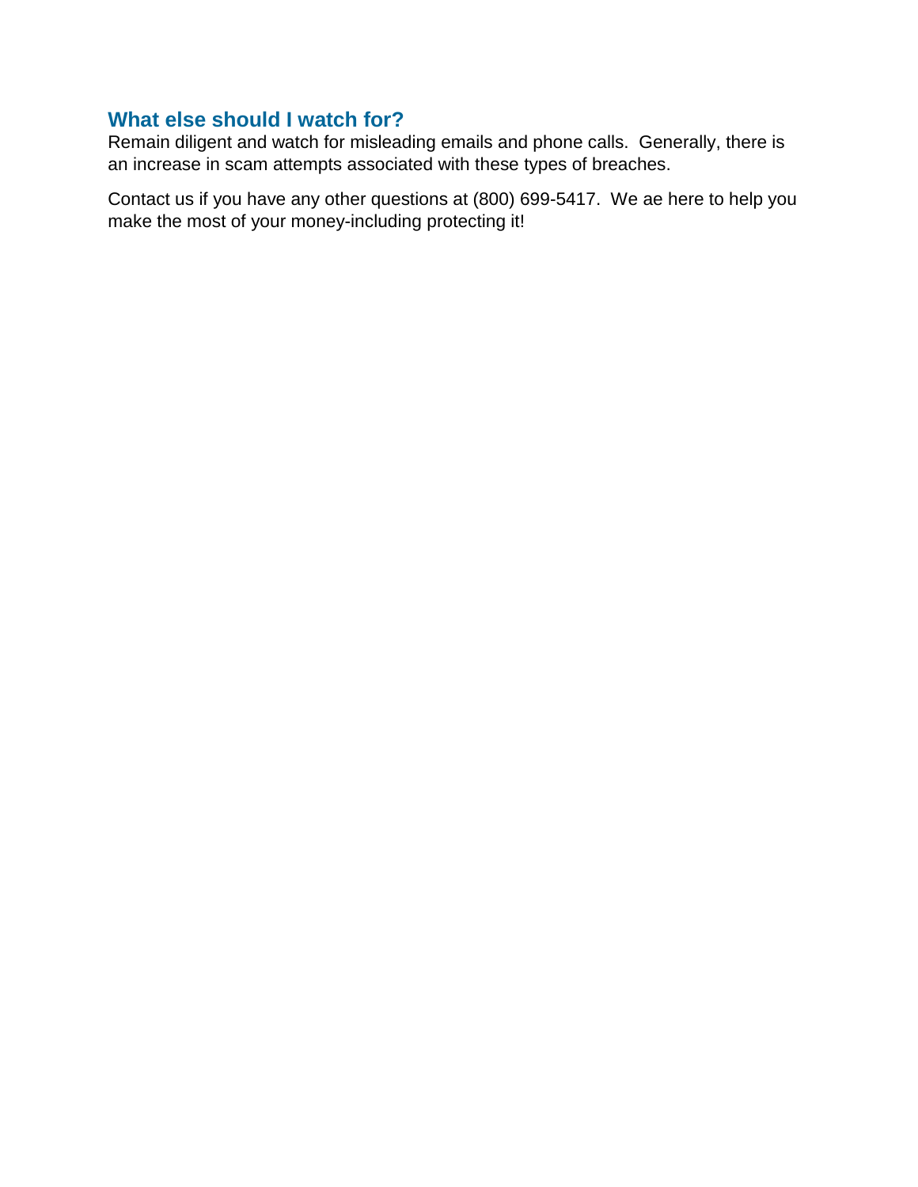### What else should I watch for?

Remain diligent and watch for misleading emails and phone calls.  Generally, there is an increase in scam attempts associated with these types of breaches.

Contact us if you have any other questions at (800) 699-5417.  We ae here to help you make the most of your money-including protecting it!